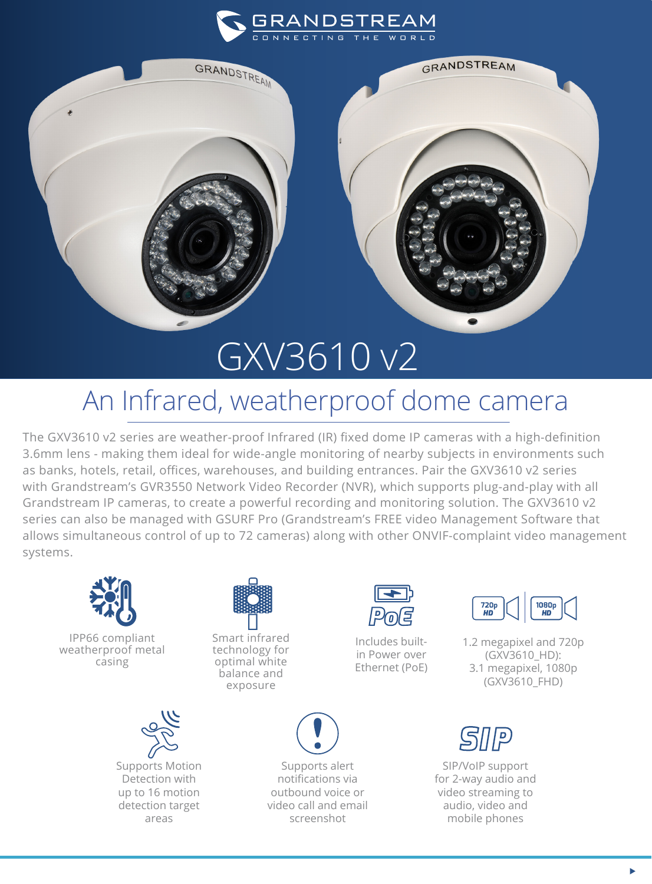# GXV3610 v2

## An Infrared, weatherproof dome camera

The GXV3610 v2 series are weather-proof Infrared (IR) fixed dome IP cameras with a high-definition 3.6mm lens - making them ideal for wide-angle monitoring of nearby subjects in environments such as banks, hotels, retail, offices, warehouses, and building entrances. Pair the GXV3610 v2 series with Grandstream's GVR3550 Network Video Recorder (NVR), which supports plug-and-play with all Grandstream IP cameras, to create a powerful recording and monitoring solution. The GXV3610 v2 series can also be managed with GSURF Pro (Grandstream's FREE video Management Software that allows simultaneous control of up to 72 cameras) along with other ONVIF-complaint video management systems.

- IPP66 compliant weatherproof metal casing
- Smart infrared technology for optimal white balance and exposure
- Includes built-in Power over Ethernet (PoE)
- 1.2 megapixel and 720p (GXV3610_HD): 3.1 megapixel, 1080p (GXV3610_FHD)
- Supports Motion Detection with up to 16 motion detection target areas
- Supports alert notifications via outbound voice or video call and email screenshot
- SIP/VoIP support for 2-way audio and video streaming to audio, video and mobile phones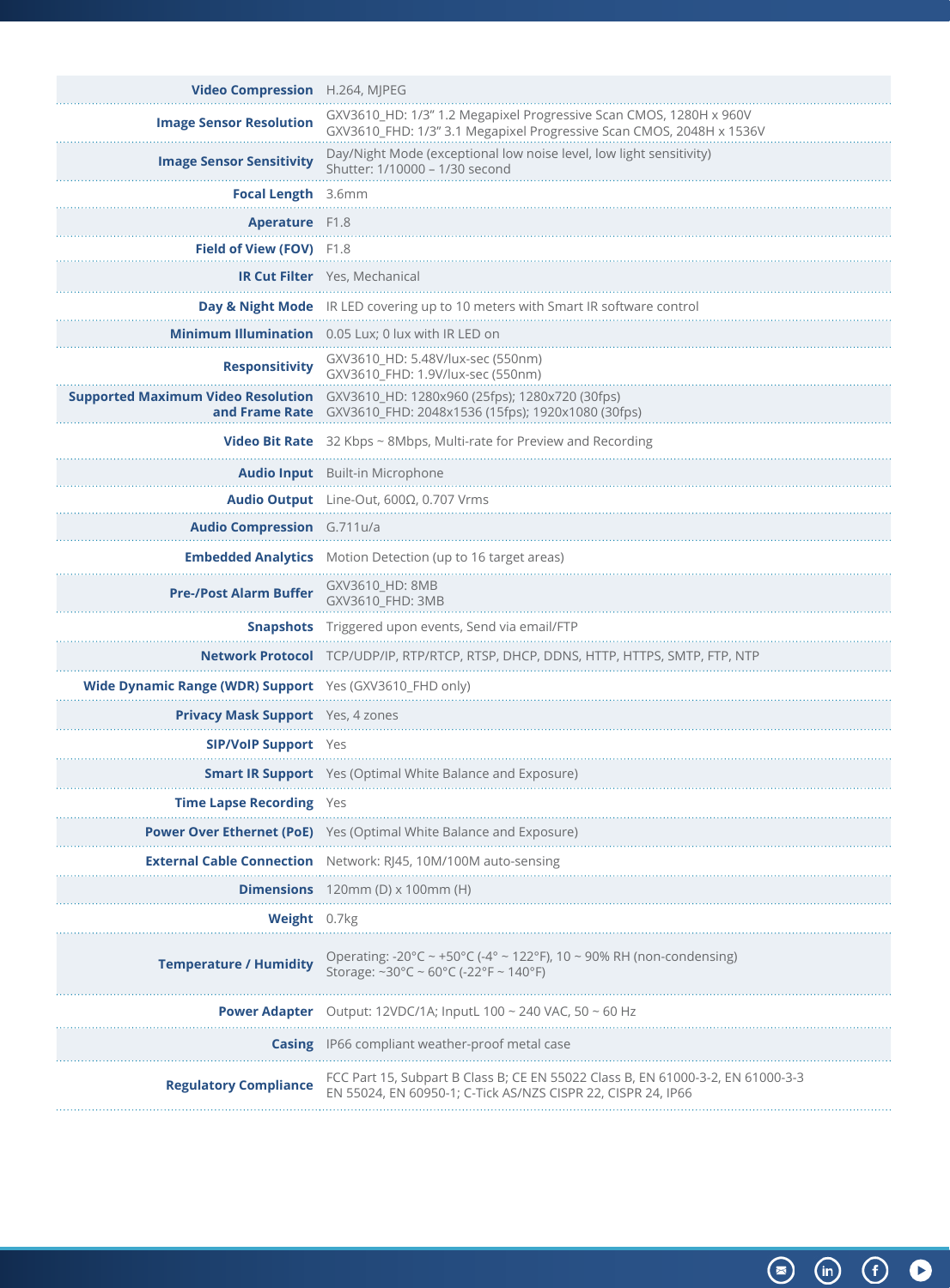| | |
|---|---|
| **Video Compression** | H.264, MJPEG |
| **Image Sensor Resolution** | GXV3610_HD: 1/3" 1.2 Megapixel Progressive Scan CMOS, 1280H x 960V<br>GXV3610_FHD: 1/3" 3.1 Megapixel Progressive Scan CMOS, 2048H x 1536V |
| **Image Sensor Sensitivity** | Day/Night Mode (exceptional low noise level, low light sensitivity)<br>Shutter: 1/10000 – 1/30 second |
| **Focal Length** | 3.6mm |
| **Aperature** | F1.8 |
| **Field of View (FOV)** | F1.8 |
| **IR Cut Filter** | Yes, Mechanical |
| **Day & Night Mode** | IR LED covering up to 10 meters with Smart IR software control |
| **Minimum Illumination** | 0.05 Lux; 0 lux with IR LED on |
| **Responsitivity** | GXV3610_HD: 5.48V/lux-sec (550nm)<br>GXV3610_FHD: 1.9V/lux-sec (550nm) |
| **Supported Maximum Video Resolution and Frame Rate** | GXV3610_HD: 1280x960 (25fps); 1280x720 (30fps)<br>GXV3610_FHD: 2048x1536 (15fps); 1920x1080 (30fps) |
| **Video Bit Rate** | 32 Kbps ~ 8Mbps, Multi-rate for Preview and Recording |
| **Audio Input** | Built-in Microphone |
| **Audio Output** | Line-Out, 600Ω, 0.707 Vrms |
| **Audio Compression** | G.711u/a |
| **Embedded Analytics** | Motion Detection (up to 16 target areas) |
| **Pre-/Post Alarm Buffer** | GXV3610_HD: 8MB<br>GXV3610_FHD: 3MB |
| **Snapshots** | Triggered upon events, Send via email/FTP |
| **Network Protocol** | TCP/UDP/IP, RTP/RTCP, RTSP, DHCP, DDNS, HTTP, HTTPS, SMTP, FTP, NTP |
| **Wide Dynamic Range (WDR) Support** | Yes (GXV3610_FHD only) |
| **Privacy Mask Support** | Yes, 4 zones |
| **SIP/VoIP Support** | Yes |
| **Smart IR Support** | Yes (Optimal White Balance and Exposure) |
| **Time Lapse Recording** | Yes |
| **Power Over Ethernet (PoE)** | Yes (Optimal White Balance and Exposure) |
| **External Cable Connection** | Network: RJ45, 10M/100M auto-sensing |
| **Dimensions** | 120mm (D) x 100mm (H) |
| **Weight** | 0.7kg |
| **Temperature / Humidity** | Operating: -20°C ~ +50°C (-4° ~ 122°F), 10 ~ 90% RH (non-condensing)<br>Storage: ~30°C ~ 60°C (-22°F ~ 140°F) |
| **Power Adapter** | Output: 12VDC/1A; InputL 100 ~ 240 VAC, 50 ~ 60 Hz |
| **Casing** | IP66 compliant weather-proof metal case |
| **Regulatory Compliance** | FCC Part 15, Subpart B Class B; CE EN 55022 Class B, EN 61000-3-2, EN 61000-3-3<br>EN 55024, EN 60950-1; C-Tick AS/NZS CISPR 22, CISPR 24, IP66 |